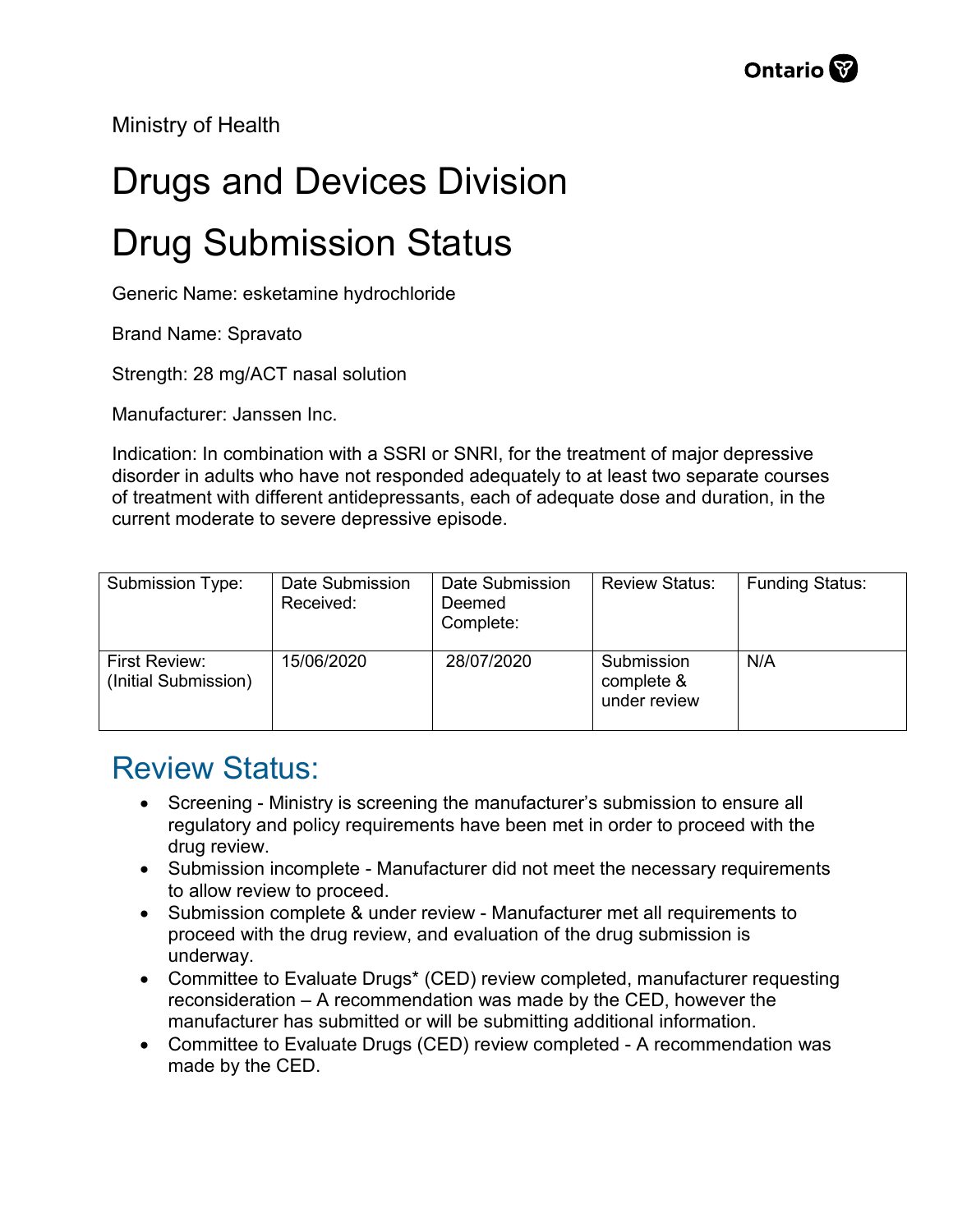Ministry of Health

# Drugs and Devices Division

# Drug Submission Status

Generic Name: esketamine hydrochloride

Brand Name: Spravato

Strength: 28 mg/ACT nasal solution

Manufacturer: Janssen Inc.

Indication: In combination with a SSRI or SNRI, for the treatment of major depressive disorder in adults who have not responded adequately to at least two separate courses of treatment with different antidepressants, each of adequate dose and duration, in the current moderate to severe depressive episode.

| Submission Type: | Date Submission Received: | Date Submission Deemed Complete: | Review Status: | Funding Status: |
|---|---|---|---|---|
| First Review: (Initial Submission) | 15/06/2020 | 28/07/2020 | Submission complete & under review | N/A |

## Review Status:

- Screening - Ministry is screening the manufacturer's submission to ensure all regulatory and policy requirements have been met in order to proceed with the drug review.
- Submission incomplete - Manufacturer did not meet the necessary requirements to allow review to proceed.
- Submission complete & under review - Manufacturer met all requirements to proceed with the drug review, and evaluation of the drug submission is underway.
- Committee to Evaluate Drugs* (CED) review completed, manufacturer requesting reconsideration – A recommendation was made by the CED, however the manufacturer has submitted or will be submitting additional information.
- Committee to Evaluate Drugs (CED) review completed - A recommendation was made by the CED.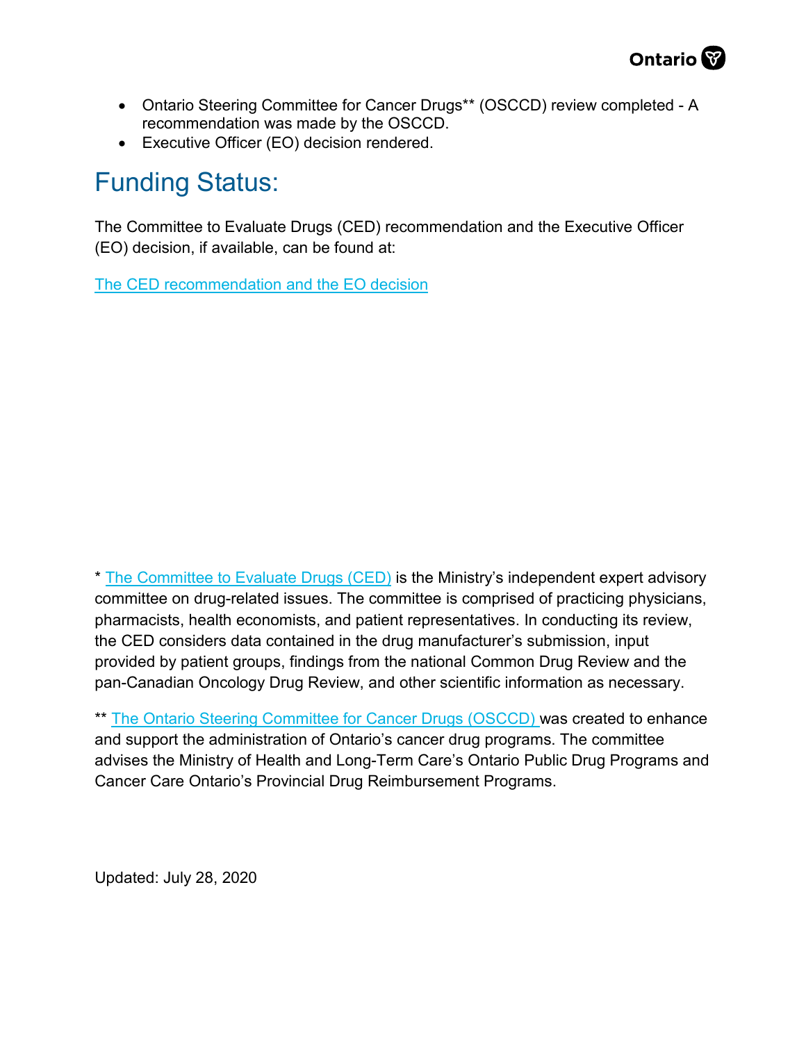- Ontario Steering Committee for Cancer Drugs** (OSCCD) review completed - A recommendation was made by the OSCCD.
- Executive Officer (EO) decision rendered.

# Funding Status:

The Committee to Evaluate Drugs (CED) recommendation and the Executive Officer (EO) decision, if available, can be found at:

The CED recommendation and the EO decision

* The Committee to Evaluate Drugs (CED) is the Ministry's independent expert advisory committee on drug-related issues. The committee is comprised of practicing physicians, pharmacists, health economists, and patient representatives. In conducting its review, the CED considers data contained in the drug manufacturer's submission, input provided by patient groups, findings from the national Common Drug Review and the pan-Canadian Oncology Drug Review, and other scientific information as necessary.

** The Ontario Steering Committee for Cancer Drugs (OSCCD) was created to enhance and support the administration of Ontario's cancer drug programs. The committee advises the Ministry of Health and Long-Term Care's Ontario Public Drug Programs and Cancer Care Ontario's Provincial Drug Reimbursement Programs.

Updated: July 28, 2020